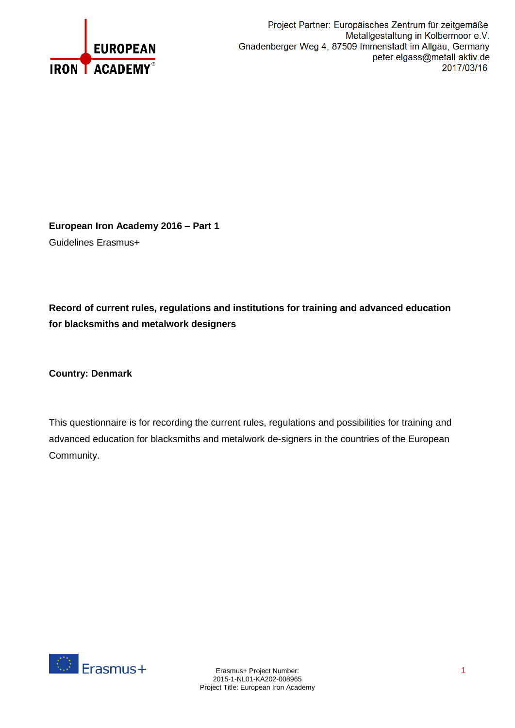Project Partner: Europäisches Zentrum für zeitgemäße Metallgestaltung in Kolbermoor e.V.
Gnadenberger Weg 4, 87509 Immenstadt im Allgäu, Germany
peter.elgass@metall-aktiv.de
2017/03/16

**European Iron Academy 2016 – Part 1**

Guidelines Erasmus+

**Record of current rules, regulations and institutions for training and advanced education for blacksmiths and metalwork designers**

**Country: Denmark**

This questionnaire is for recording the current rules, regulations and possibilities for training and advanced education for blacksmiths and metalwork de-signers in the countries of the European Community.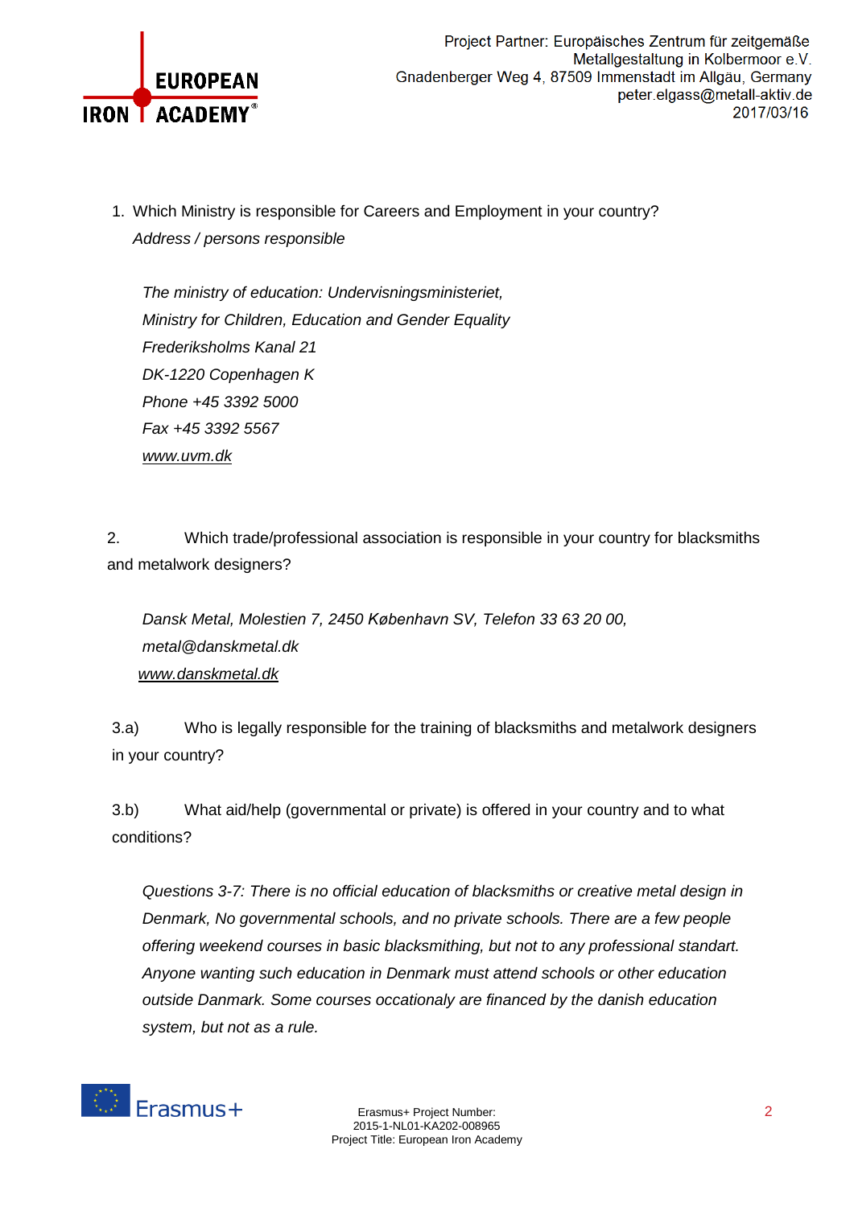1. Which Ministry is responsible for Careers and Employment in your country?

   *Address / persons responsible*

   *The ministry of education: Undervisningsministeriet,*
   *Ministry for Children, Education and Gender Equality*
   *Frederiksholms Kanal 21*
   *DK-1220 Copenhagen K*
   *Phone +45 3392 5000*
   *Fax +45 3392 5567*
   *[www.uvm.dk](http://www.uvm.dk)*

2. Which trade/professional association is responsible in your country for blacksmiths and metalwork designers?

   *Dansk Metal, Molestien 7, 2450 København SV, Telefon 33 63 20 00,*
   *metal@danskmetal.dk*
   *[www.danskmetal.dk](http://www.danskmetal.dk)*

3.a) Who is legally responsible for the training of blacksmiths and metalwork designers in your country?

3.b) What aid/help (governmental or private) is offered in your country and to what conditions?

*Questions 3-7: There is no official education of blacksmiths or creative metal design in Denmark, No governmental schools, and no private schools. There are a few people offering weekend courses in basic blacksmithing, but not to any professional standart. Anyone wanting such education in Denmark must attend schools or other education outside Danmark. Some courses occationaly are financed by the danish education system, but not as a rule.*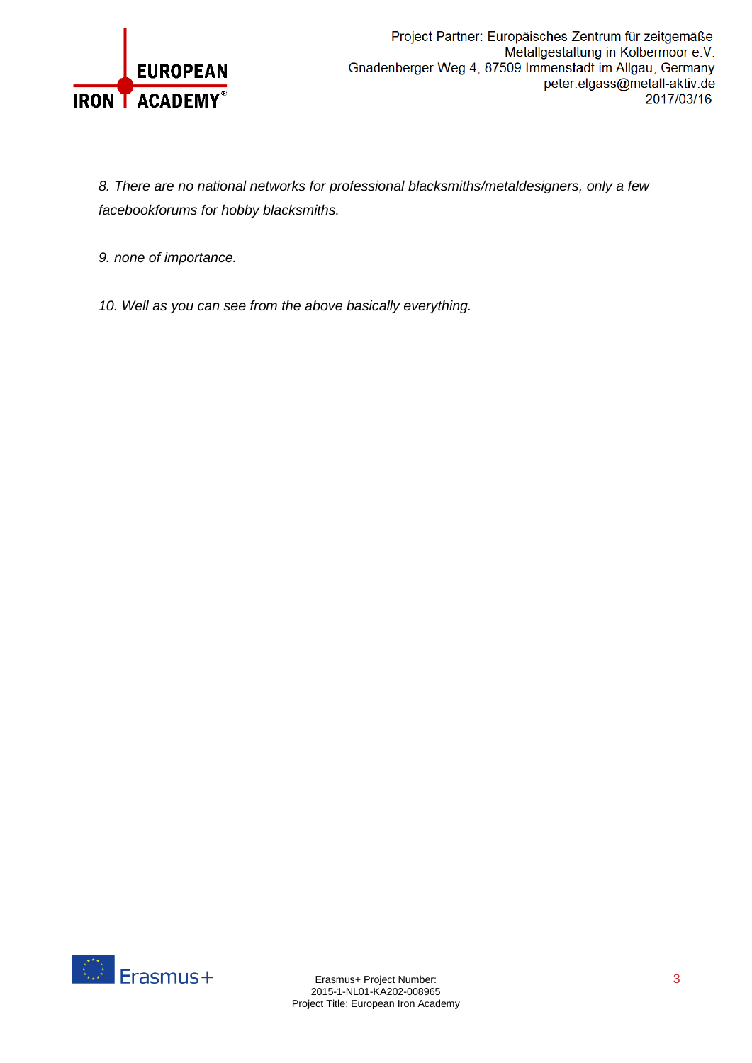*8. There are no national networks for professional blacksmiths/metaldesigners, only a few facebookforums for hobby blacksmiths.*

*9. none of importance.*

*10. Well as you can see from the above basically everything.*